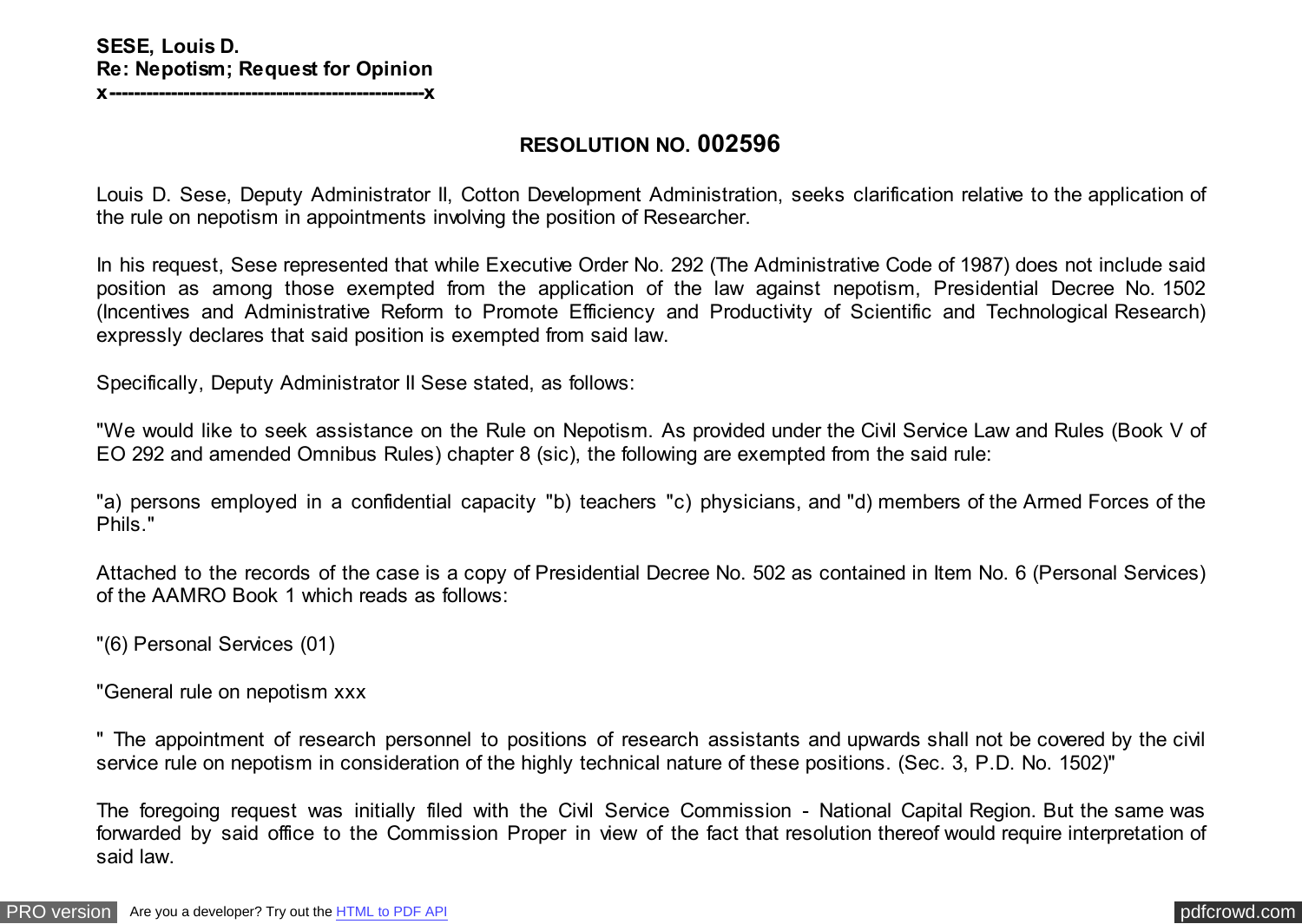**SESE, Louis D.**
**Re: Nepotism; Request for Opinion**
**x-------------------------------------------------x**

## RESOLUTION NO. 002596

Louis D. Sese, Deputy Administrator II, Cotton Development Administration, seeks clarification relative to the application of the rule on nepotism in appointments involving the position of Researcher.

In his request, Sese represented that while Executive Order No. 292 (The Administrative Code of 1987) does not include said position as among those exempted from the application of the law against nepotism, Presidential Decree No. 1502 (Incentives and Administrative Reform to Promote Efficiency and Productivity of Scientific and Technological Research) expressly declares that said position is exempted from said law.

Specifically, Deputy Administrator II Sese stated, as follows:

"We would like to seek assistance on the Rule on Nepotism. As provided under the Civil Service Law and Rules (Book V of EO 292 and amended Omnibus Rules) chapter 8 (sic), the following are exempted from the said rule:

"a) persons employed in a confidential capacity "b) teachers "c) physicians, and "d) members of the Armed Forces of the Phils."

Attached to the records of the case is a copy of Presidential Decree No. 502 as contained in Item No. 6 (Personal Services) of the AAMRO Book 1 which reads as follows:

"(6) Personal Services (01)

"General rule on nepotism xxx

" The appointment of research personnel to positions of research assistants and upwards shall not be covered by the civil service rule on nepotism in consideration of the highly technical nature of these positions. (Sec. 3, P.D. No. 1502)"

The foregoing request was initially filed with the Civil Service Commission - National Capital Region. But the same was forwarded by said office to the Commission Proper in view of the fact that resolution thereof would require interpretation of said law.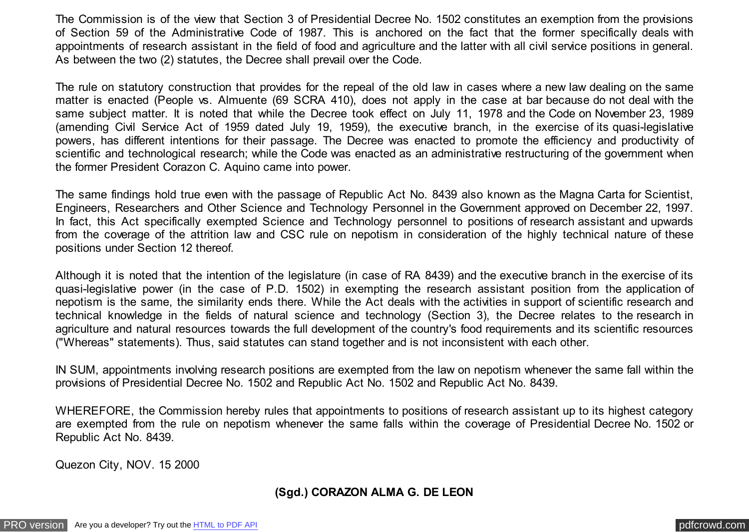The Commission is of the view that Section 3 of Presidential Decree No. 1502 constitutes an exemption from the provisions of Section 59 of the Administrative Code of 1987. This is anchored on the fact that the former specifically deals with appointments of research assistant in the field of food and agriculture and the latter with all civil service positions in general. As between the two (2) statutes, the Decree shall prevail over the Code.

The rule on statutory construction that provides for the repeal of the old law in cases where a new law dealing on the same matter is enacted (People vs. Almuente (69 SCRA 410), does not apply in the case at bar because do not deal with the same subject matter. It is noted that while the Decree took effect on July 11, 1978 and the Code on November 23, 1989 (amending Civil Service Act of 1959 dated July 19, 1959), the executive branch, in the exercise of its quasi-legislative powers, has different intentions for their passage. The Decree was enacted to promote the efficiency and productivity of scientific and technological research; while the Code was enacted as an administrative restructuring of the government when the former President Corazon C. Aquino came into power.

The same findings hold true even with the passage of Republic Act No. 8439 also known as the Magna Carta for Scientist, Engineers, Researchers and Other Science and Technology Personnel in the Government approved on December 22, 1997. In fact, this Act specifically exempted Science and Technology personnel to positions of research assistant and upwards from the coverage of the attrition law and CSC rule on nepotism in consideration of the highly technical nature of these positions under Section 12 thereof.

Although it is noted that the intention of the legislature (in case of RA 8439) and the executive branch in the exercise of its quasi-legislative power (in the case of P.D. 1502) in exempting the research assistant position from the application of nepotism is the same, the similarity ends there. While the Act deals with the activities in support of scientific research and technical knowledge in the fields of natural science and technology (Section 3), the Decree relates to the research in agriculture and natural resources towards the full development of the country's food requirements and its scientific resources ("Whereas" statements). Thus, said statutes can stand together and is not inconsistent with each other.

IN SUM, appointments involving research positions are exempted from the law on nepotism whenever the same fall within the provisions of Presidential Decree No. 1502 and Republic Act No. 1502 and Republic Act No. 8439.

WHEREFORE, the Commission hereby rules that appointments to positions of research assistant up to its highest category are exempted from the rule on nepotism whenever the same falls within the coverage of Presidential Decree No. 1502 or Republic Act No. 8439.

Quezon City, NOV. 15 2000

**(Sgd.) CORAZON ALMA G. DE LEON**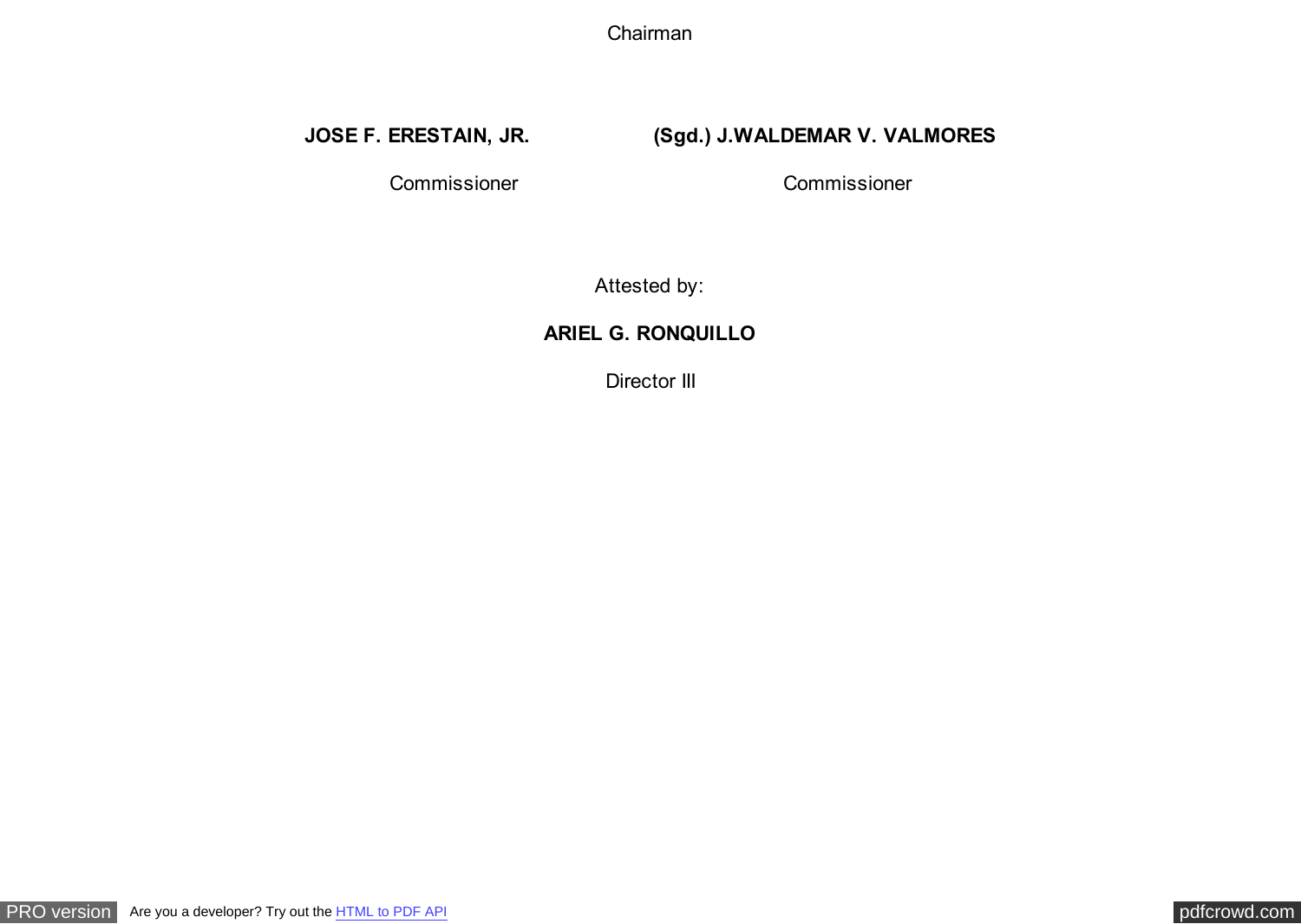Chairman

| | |
|---|---|
| **JOSE F. ERESTAIN, JR.** | **(Sgd.) J.WALDEMAR V. VALMORES** |
| Commissioner | Commissioner |

Attested by:

**ARIEL G. RONQUILLO**

Director III